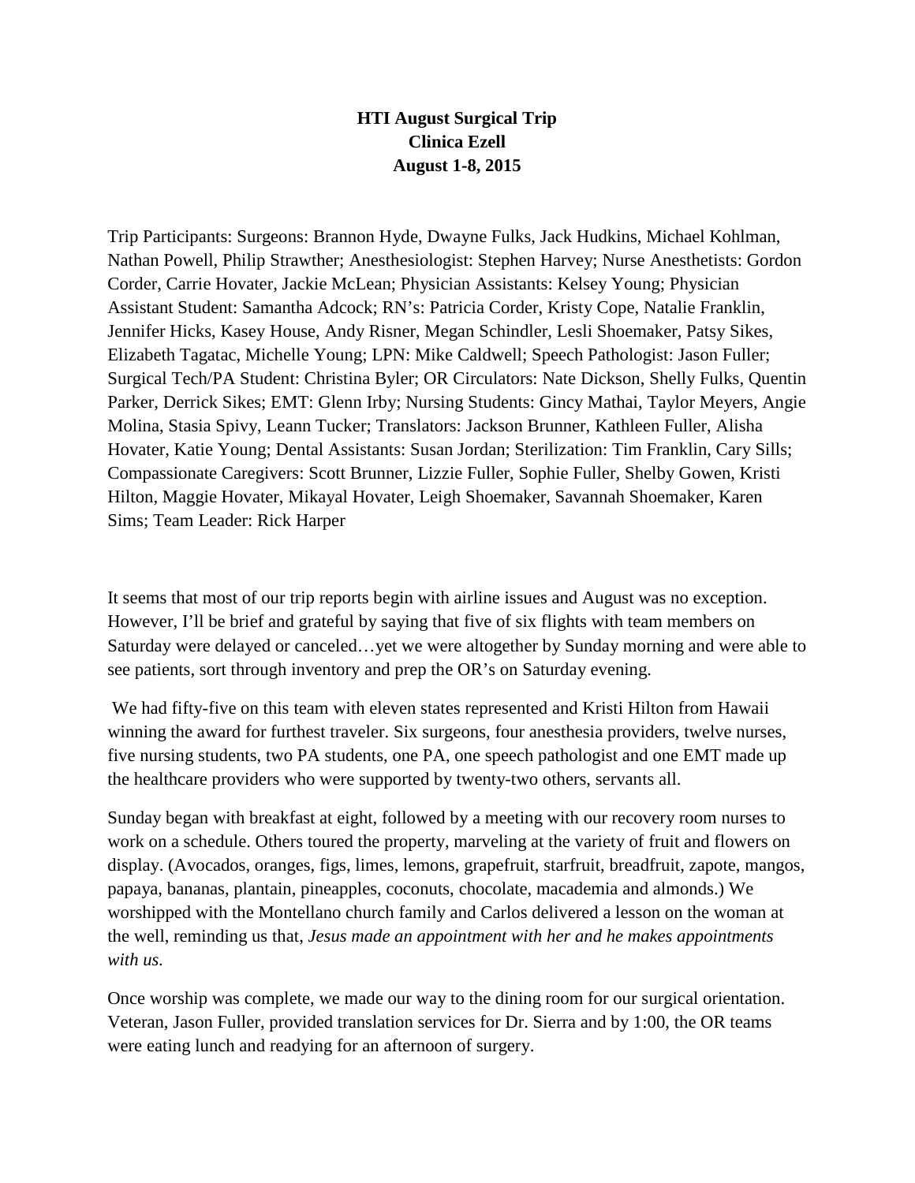**HTI August Surgical Trip**
**Clinica Ezell**
**August 1-8, 2015**

Trip Participants: Surgeons: Brannon Hyde, Dwayne Fulks, Jack Hudkins, Michael Kohlman, Nathan Powell, Philip Strawther; Anesthesiologist: Stephen Harvey; Nurse Anesthetists: Gordon Corder, Carrie Hovater, Jackie McLean; Physician Assistants: Kelsey Young; Physician Assistant Student: Samantha Adcock; RN's: Patricia Corder, Kristy Cope, Natalie Franklin, Jennifer Hicks, Kasey House, Andy Risner, Megan Schindler, Lesli Shoemaker, Patsy Sikes, Elizabeth Tagatac, Michelle Young; LPN: Mike Caldwell; Speech Pathologist: Jason Fuller; Surgical Tech/PA Student: Christina Byler; OR Circulators: Nate Dickson, Shelly Fulks, Quentin Parker, Derrick Sikes; EMT: Glenn Irby; Nursing Students: Gincy Mathai, Taylor Meyers, Angie Molina, Stasia Spivy, Leann Tucker; Translators: Jackson Brunner, Kathleen Fuller, Alisha Hovater, Katie Young; Dental Assistants: Susan Jordan; Sterilization: Tim Franklin, Cary Sills; Compassionate Caregivers: Scott Brunner, Lizzie Fuller, Sophie Fuller, Shelby Gowen, Kristi Hilton, Maggie Hovater, Mikayal Hovater, Leigh Shoemaker, Savannah Shoemaker, Karen Sims; Team Leader: Rick Harper

It seems that most of our trip reports begin with airline issues and August was no exception. However, I'll be brief and grateful by saying that five of six flights with team members on Saturday were delayed or canceled…yet we were altogether by Sunday morning and were able to see patients, sort through inventory and prep the OR's on Saturday evening.

We had fifty-five on this team with eleven states represented and Kristi Hilton from Hawaii winning the award for furthest traveler. Six surgeons, four anesthesia providers, twelve nurses, five nursing students, two PA students, one PA, one speech pathologist and one EMT made up the healthcare providers who were supported by twenty-two others, servants all.

Sunday began with breakfast at eight, followed by a meeting with our recovery room nurses to work on a schedule. Others toured the property, marveling at the variety of fruit and flowers on display. (Avocados, oranges, figs, limes, lemons, grapefruit, starfruit, breadfruit, zapote, mangos, papaya, bananas, plantain, pineapples, coconuts, chocolate, macademia and almonds.) We worshipped with the Montellano church family and Carlos delivered a lesson on the woman at the well, reminding us that, *Jesus made an appointment with her and he makes appointments with us.*

Once worship was complete, we made our way to the dining room for our surgical orientation. Veteran, Jason Fuller, provided translation services for Dr. Sierra and by 1:00, the OR teams were eating lunch and readying for an afternoon of surgery.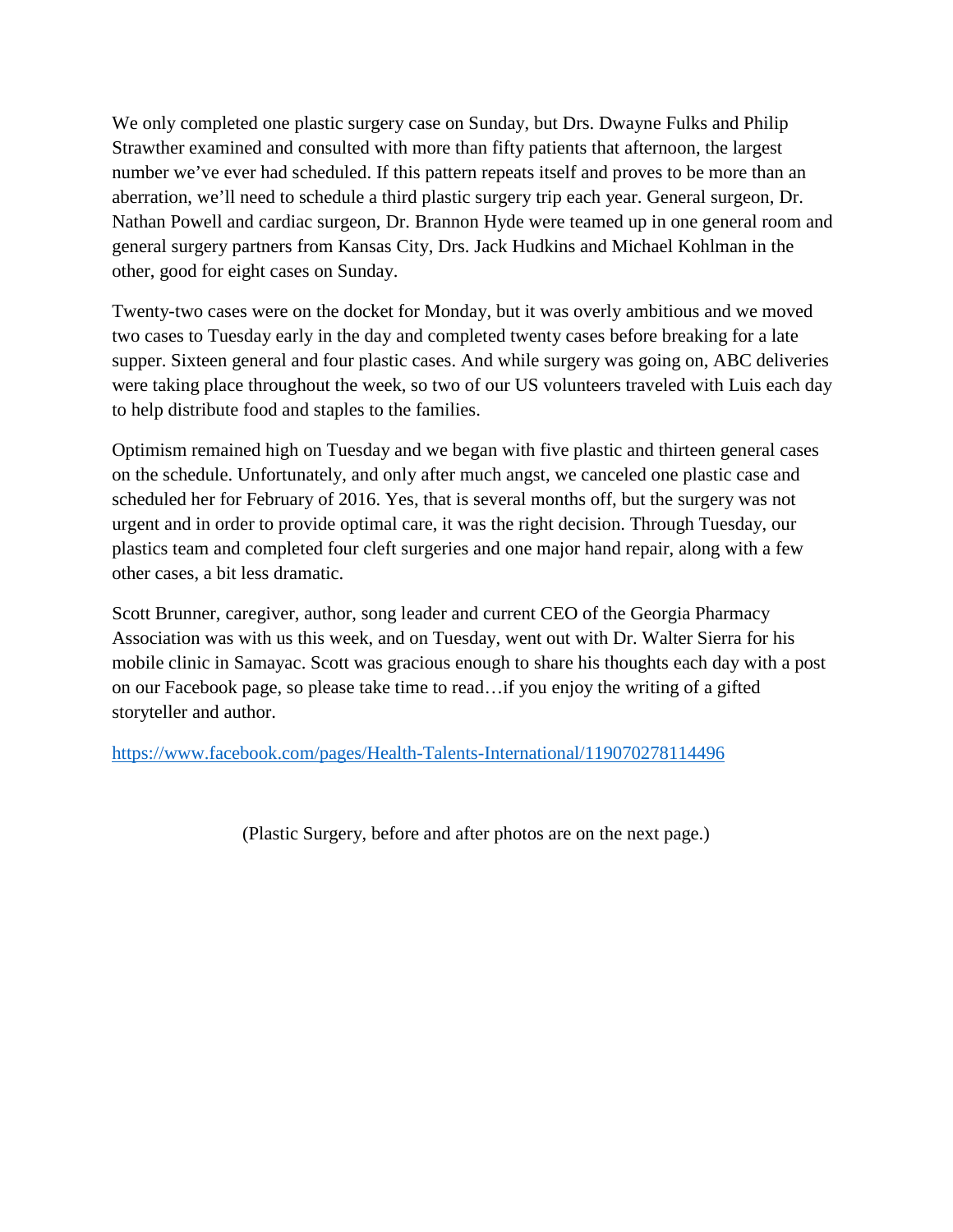We only completed one plastic surgery case on Sunday, but Drs. Dwayne Fulks and Philip Strawther examined and consulted with more than fifty patients that afternoon, the largest number we've ever had scheduled. If this pattern repeats itself and proves to be more than an aberration, we'll need to schedule a third plastic surgery trip each year. General surgeon, Dr. Nathan Powell and cardiac surgeon, Dr. Brannon Hyde were teamed up in one general room and general surgery partners from Kansas City, Drs. Jack Hudkins and Michael Kohlman in the other, good for eight cases on Sunday.

Twenty-two cases were on the docket for Monday, but it was overly ambitious and we moved two cases to Tuesday early in the day and completed twenty cases before breaking for a late supper. Sixteen general and four plastic cases. And while surgery was going on, ABC deliveries were taking place throughout the week, so two of our US volunteers traveled with Luis each day to help distribute food and staples to the families.

Optimism remained high on Tuesday and we began with five plastic and thirteen general cases on the schedule. Unfortunately, and only after much angst, we canceled one plastic case and scheduled her for February of 2016. Yes, that is several months off, but the surgery was not urgent and in order to provide optimal care, it was the right decision. Through Tuesday, our plastics team and completed four cleft surgeries and one major hand repair, along with a few other cases, a bit less dramatic.

Scott Brunner, caregiver, author, song leader and current CEO of the Georgia Pharmacy Association was with us this week, and on Tuesday, went out with Dr. Walter Sierra for his mobile clinic in Samayac. Scott was gracious enough to share his thoughts each day with a post on our Facebook page, so please take time to read…if you enjoy the writing of a gifted storyteller and author.

https://www.facebook.com/pages/Health-Talents-International/119070278114496

(Plastic Surgery, before and after photos are on the next page.)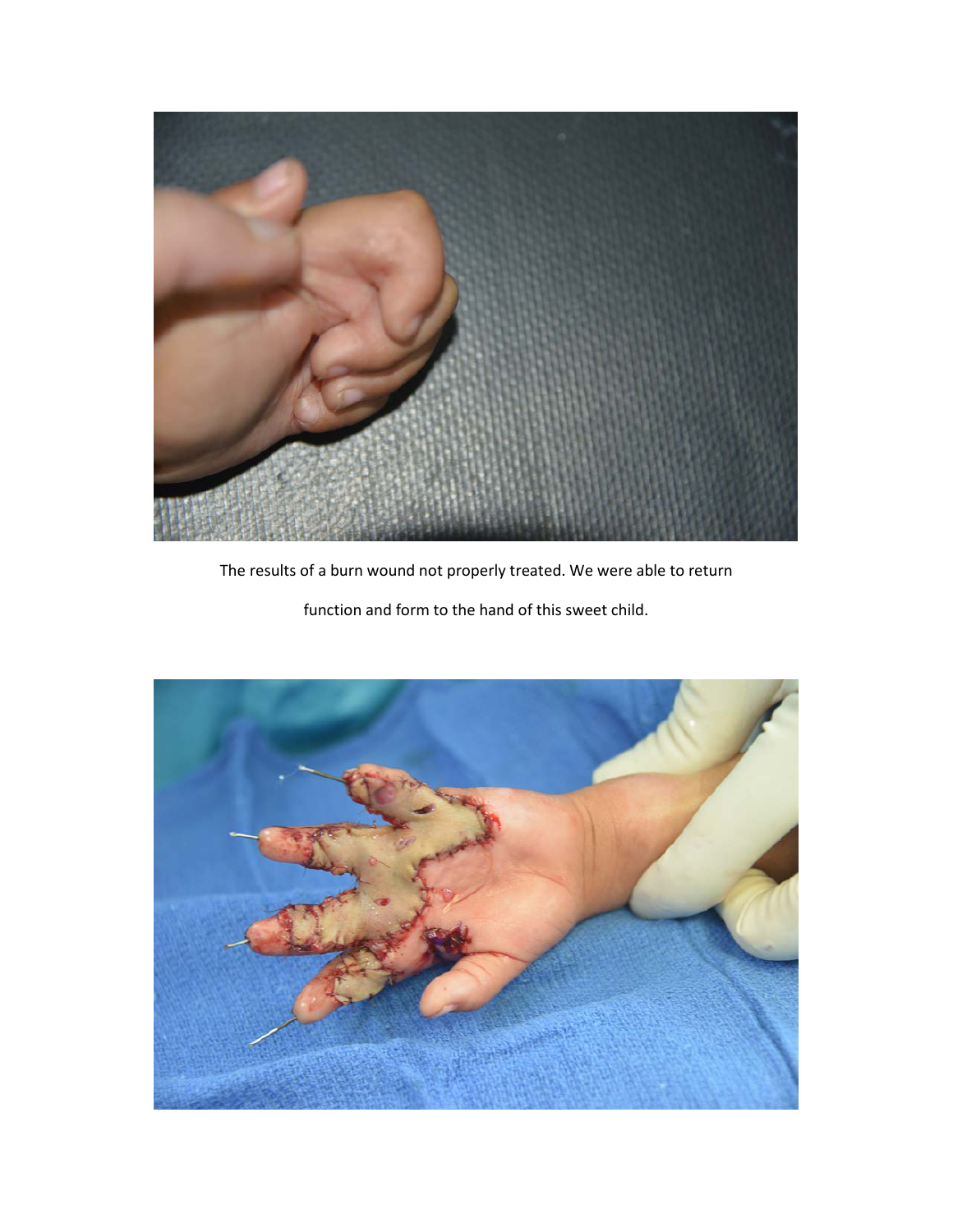The results of a burn wound not properly treated. We were able to return function and form to the hand of this sweet child.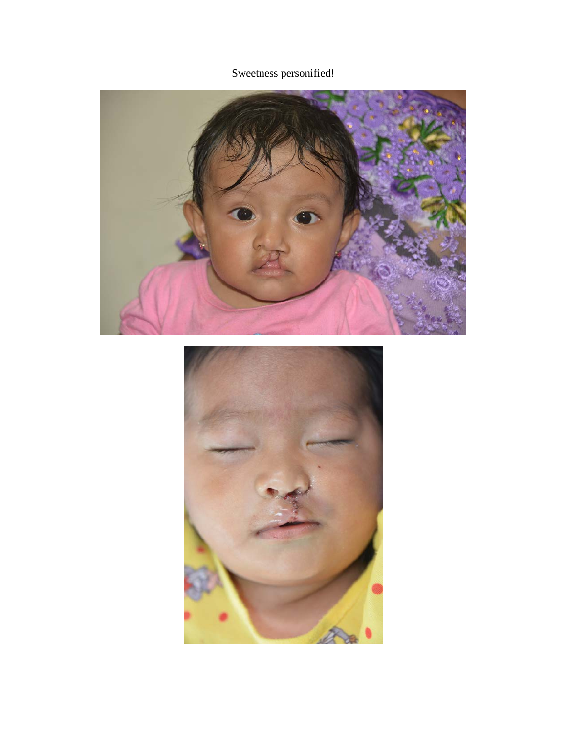Sweetness personified!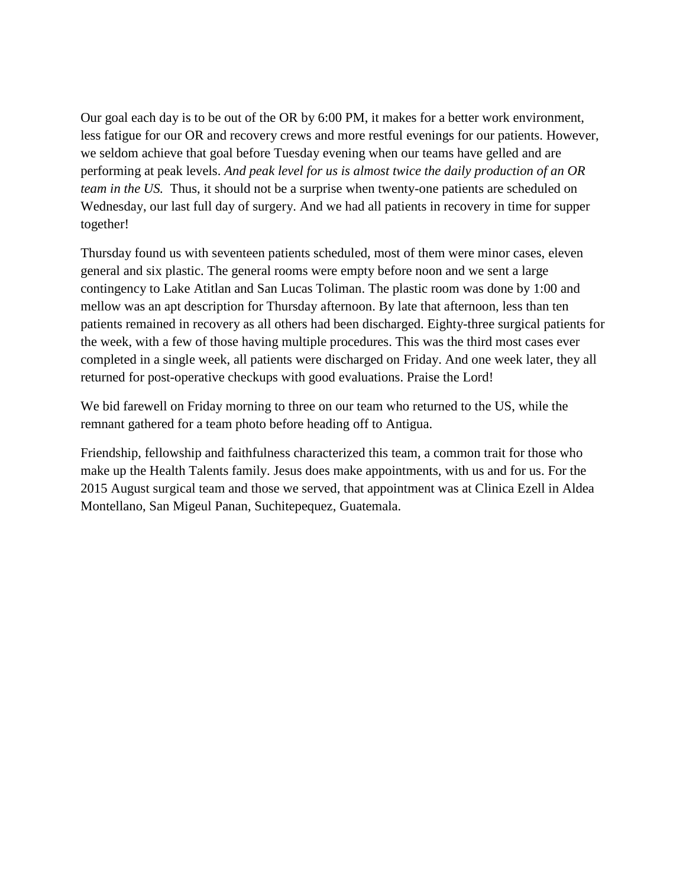Our goal each day is to be out of the OR by 6:00 PM, it makes for a better work environment, less fatigue for our OR and recovery crews and more restful evenings for our patients. However, we seldom achieve that goal before Tuesday evening when our teams have gelled and are performing at peak levels. *And peak level for us is almost twice the daily production of an OR team in the US.* Thus, it should not be a surprise when twenty-one patients are scheduled on Wednesday, our last full day of surgery. And we had all patients in recovery in time for supper together!

Thursday found us with seventeen patients scheduled, most of them were minor cases, eleven general and six plastic. The general rooms were empty before noon and we sent a large contingency to Lake Atitlan and San Lucas Toliman. The plastic room was done by 1:00 and mellow was an apt description for Thursday afternoon. By late that afternoon, less than ten patients remained in recovery as all others had been discharged. Eighty-three surgical patients for the week, with a few of those having multiple procedures. This was the third most cases ever completed in a single week, all patients were discharged on Friday. And one week later, they all returned for post-operative checkups with good evaluations. Praise the Lord!

We bid farewell on Friday morning to three on our team who returned to the US, while the remnant gathered for a team photo before heading off to Antigua.

Friendship, fellowship and faithfulness characterized this team, a common trait for those who make up the Health Talents family. Jesus does make appointments, with us and for us. For the 2015 August surgical team and those we served, that appointment was at Clinica Ezell in Aldea Montellano, San Migeul Panan, Suchitepequez, Guatemala.